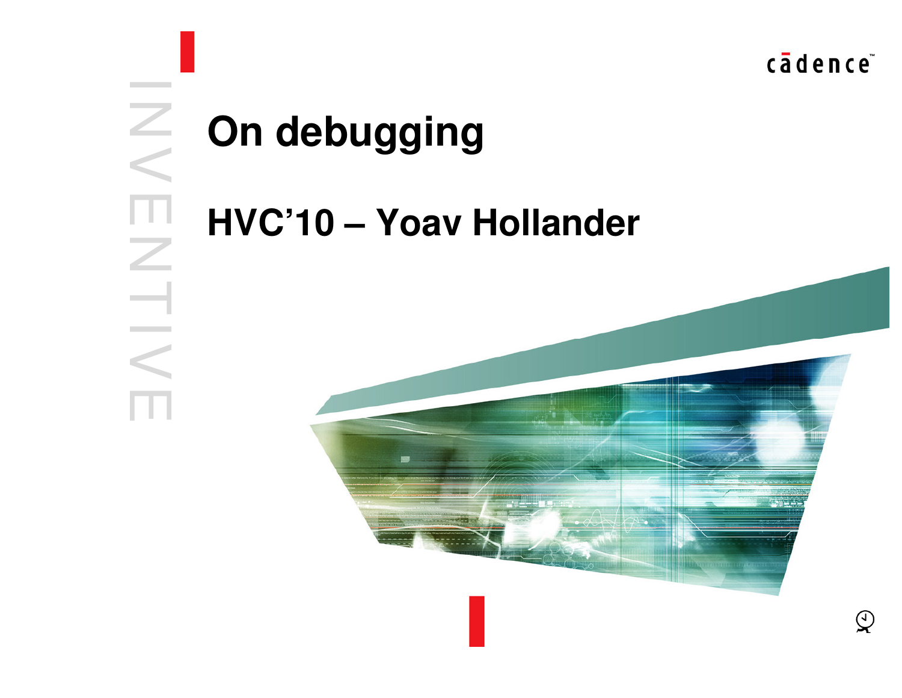# On debugging

## HVC'10 – Yoav Hollander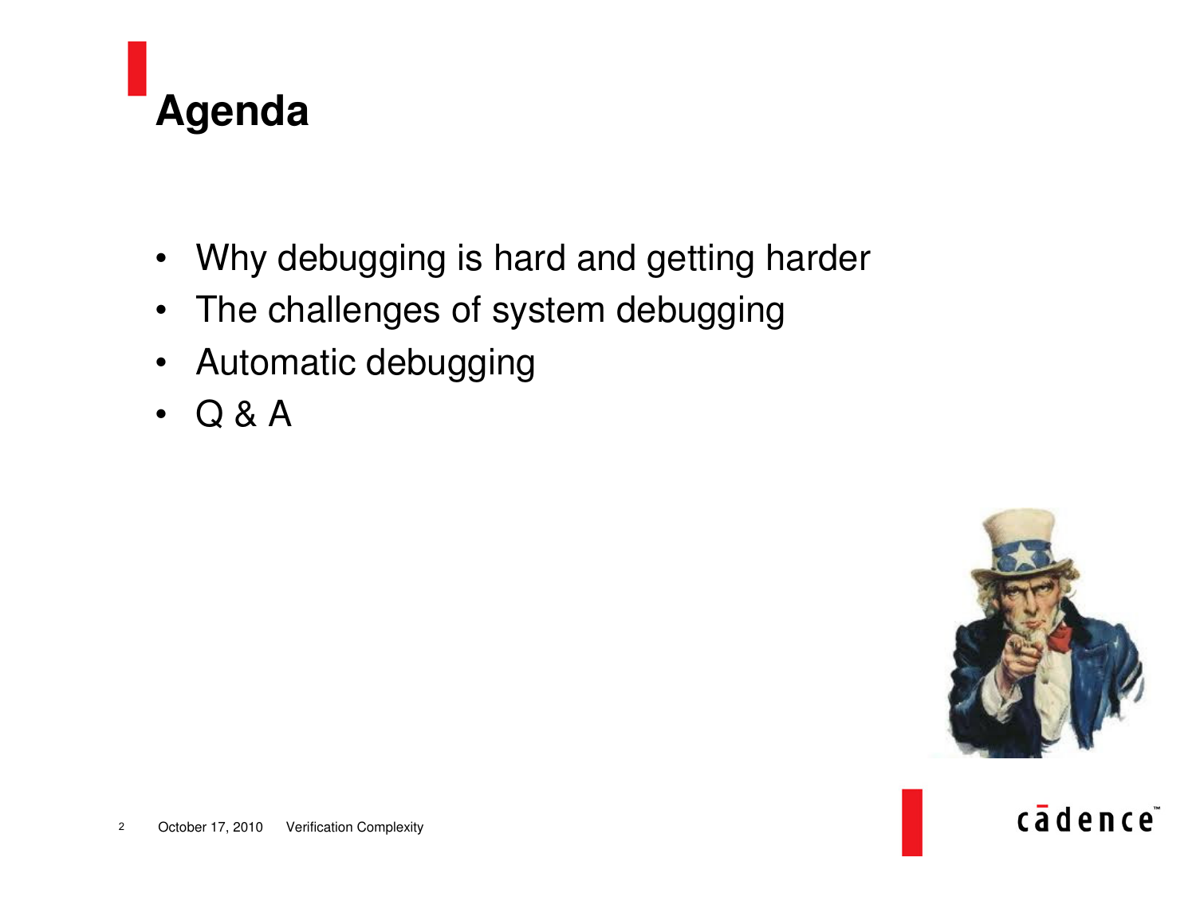# Agenda

- Why debugging is hard and getting harder
- The challenges of system debugging
- Automatic debugging
- Q & A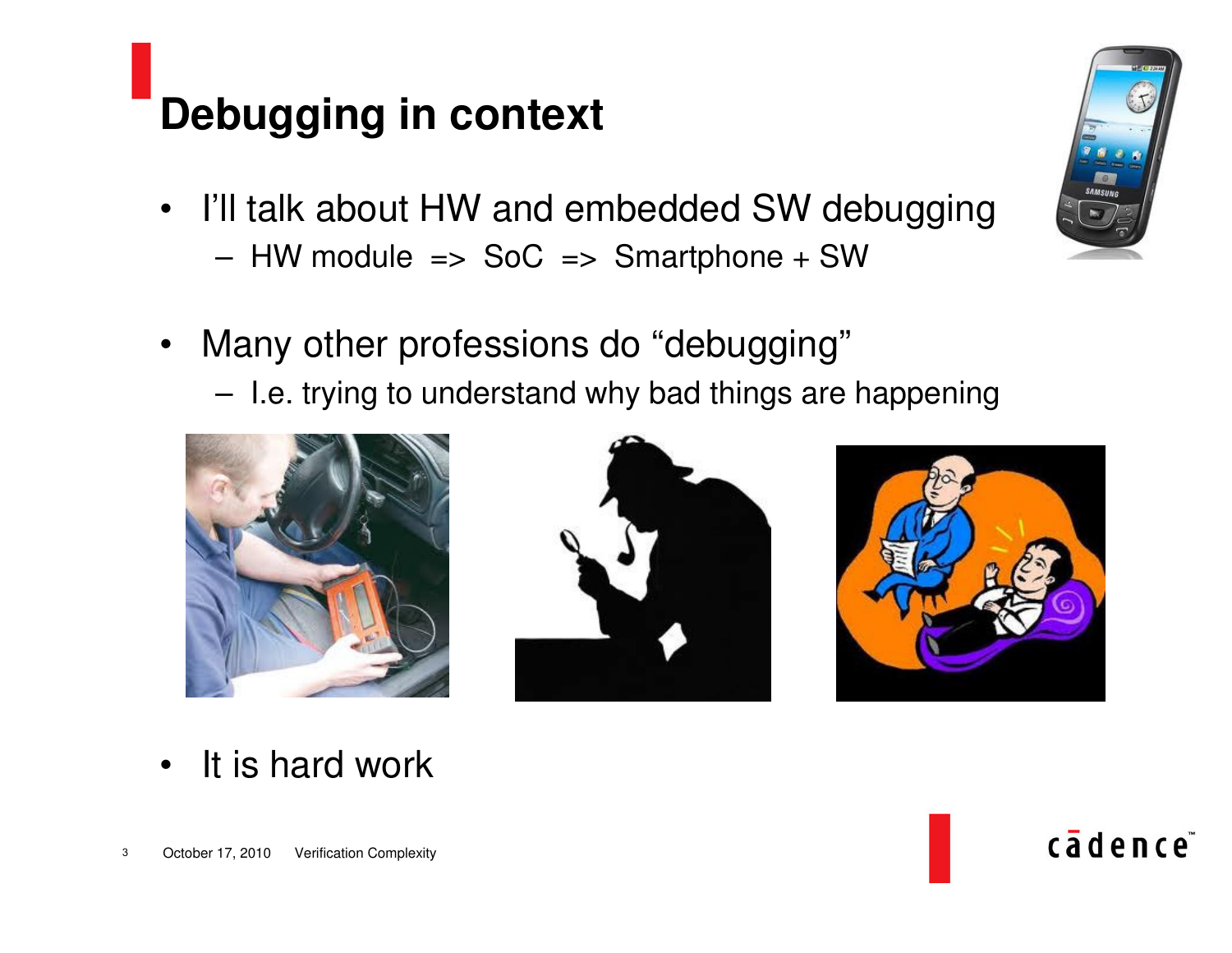# Debugging in context

- I'll talk about HW and embedded SW debugging
  - HW module => SoC => Smartphone + SW
- Many other professions do "debugging"
  - I.e. trying to understand why bad things are happening
- It is hard work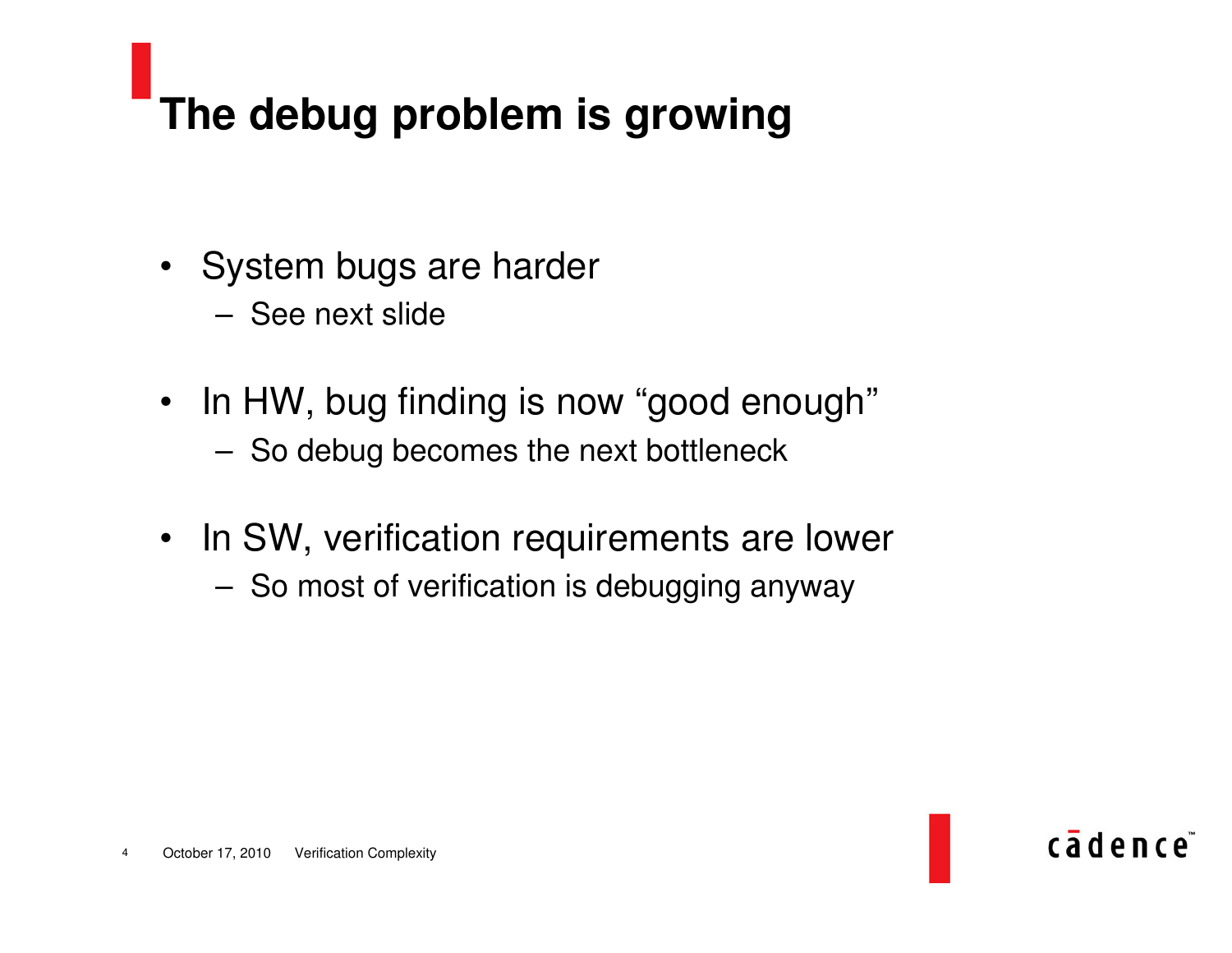# The debug problem is growing

- System bugs are harder
  - See next slide
- In HW, bug finding is now “good enough”
  - So debug becomes the next bottleneck
- In SW, verification requirements are lower
  - So most of verification is debugging anyway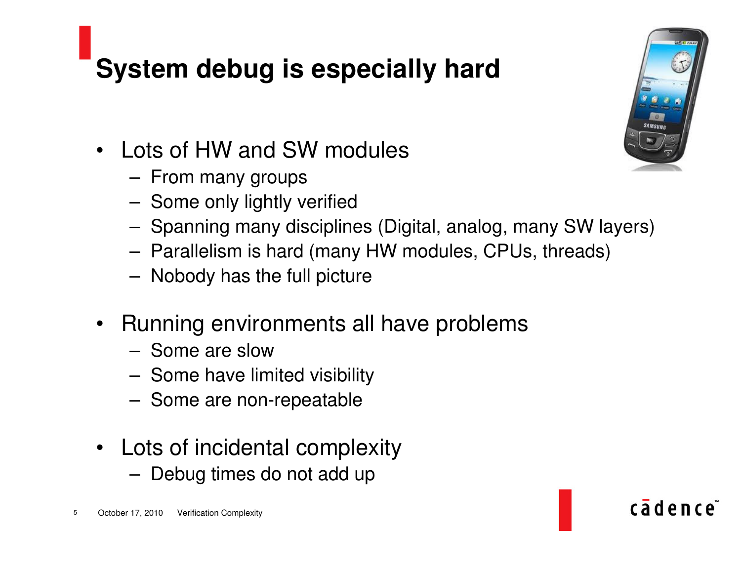# System debug is especially hard

- Lots of HW and SW modules
  - From many groups
  - Some only lightly verified
  - Spanning many disciplines (Digital, analog, many SW layers)
  - Parallelism is hard (many HW modules, CPUs, threads)
  - Nobody has the full picture
- Running environments all have problems
  - Some are slow
  - Some have limited visibility
  - Some are non-repeatable
- Lots of incidental complexity
  - Debug times do not add up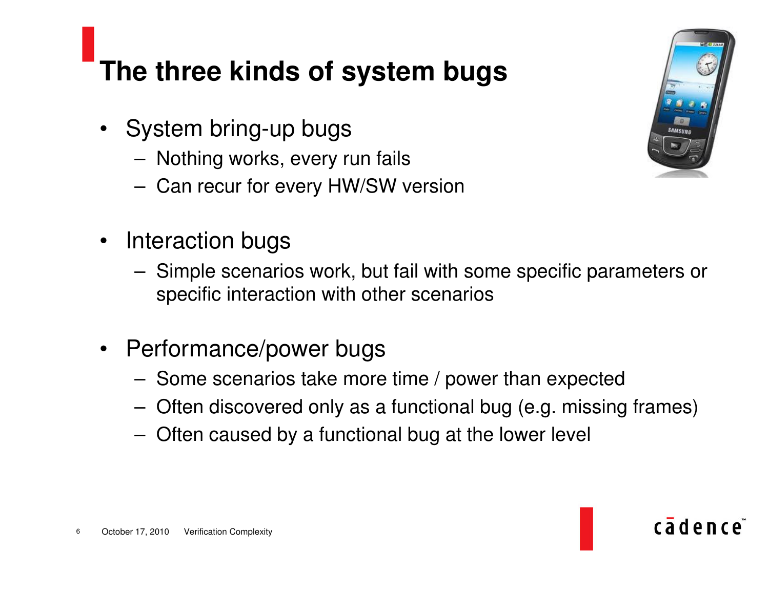# The three kinds of system bugs

- System bring-up bugs
  - Nothing works, every run fails
  - Can recur for every HW/SW version
- Interaction bugs
  - Simple scenarios work, but fail with some specific parameters or specific interaction with other scenarios
- Performance/power bugs
  - Some scenarios take more time / power than expected
  - Often discovered only as a functional bug (e.g. missing frames)
  - Often caused by a functional bug at the lower level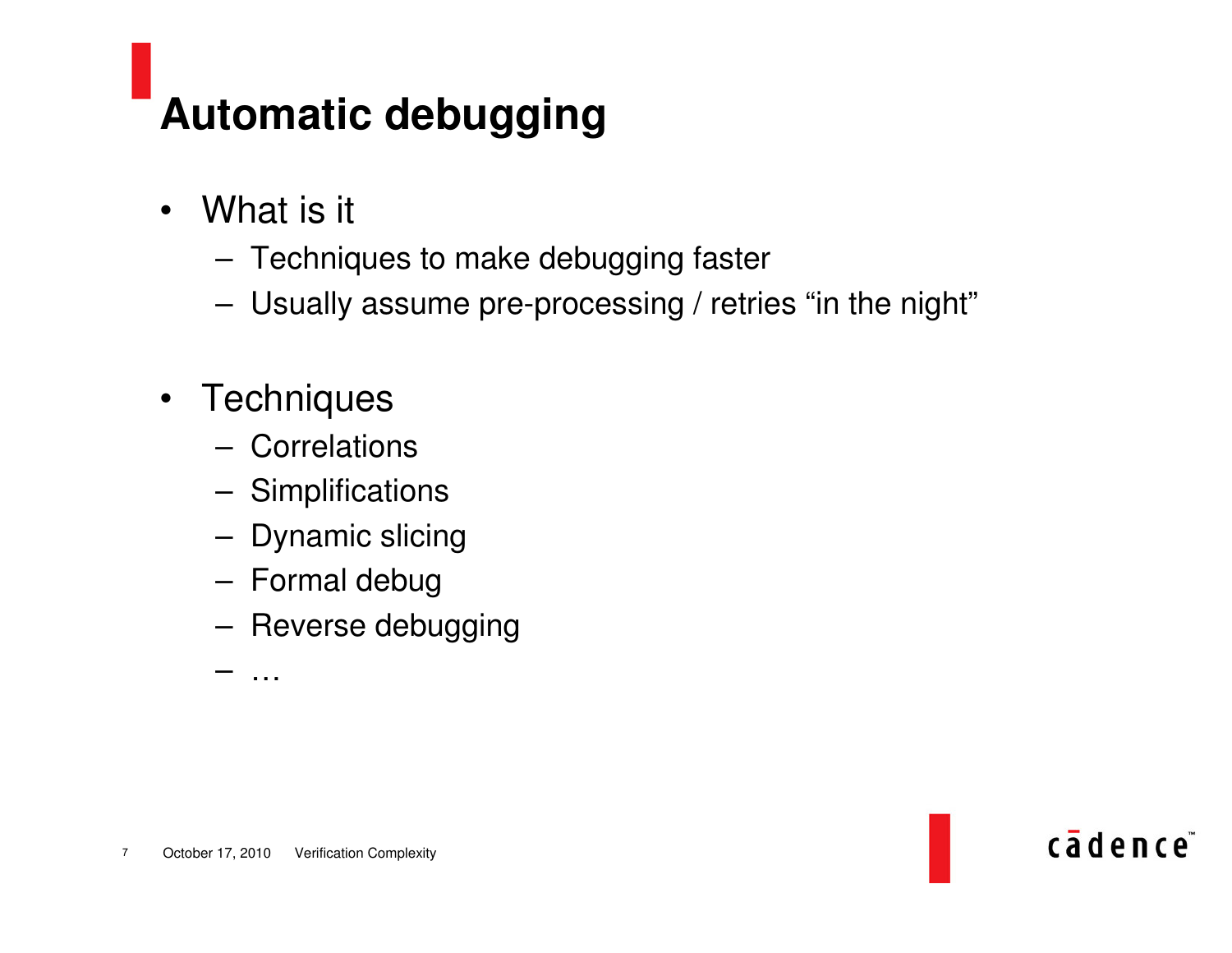# Automatic debugging

- What is it
  - Techniques to make debugging faster
  - Usually assume pre-processing / retries "in the night"

- Techniques
  - Correlations
  - Simplifications
  - Dynamic slicing
  - Formal debug
  - Reverse debugging
  - …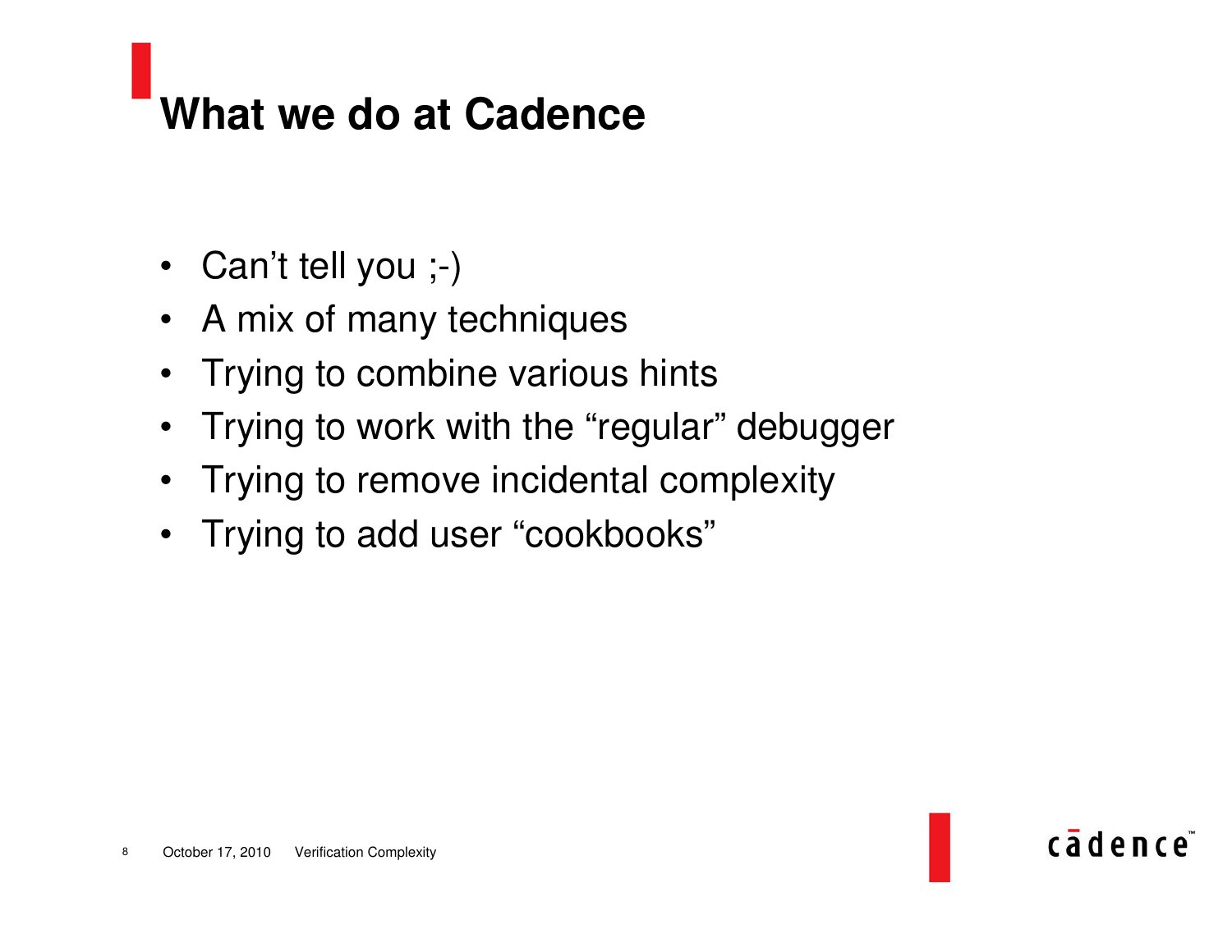# What we do at Cadence

- Can’t tell you ;-)
- A mix of many techniques
- Trying to combine various hints
- Trying to work with the “regular” debugger
- Trying to remove incidental complexity
- Trying to add user “cookbooks”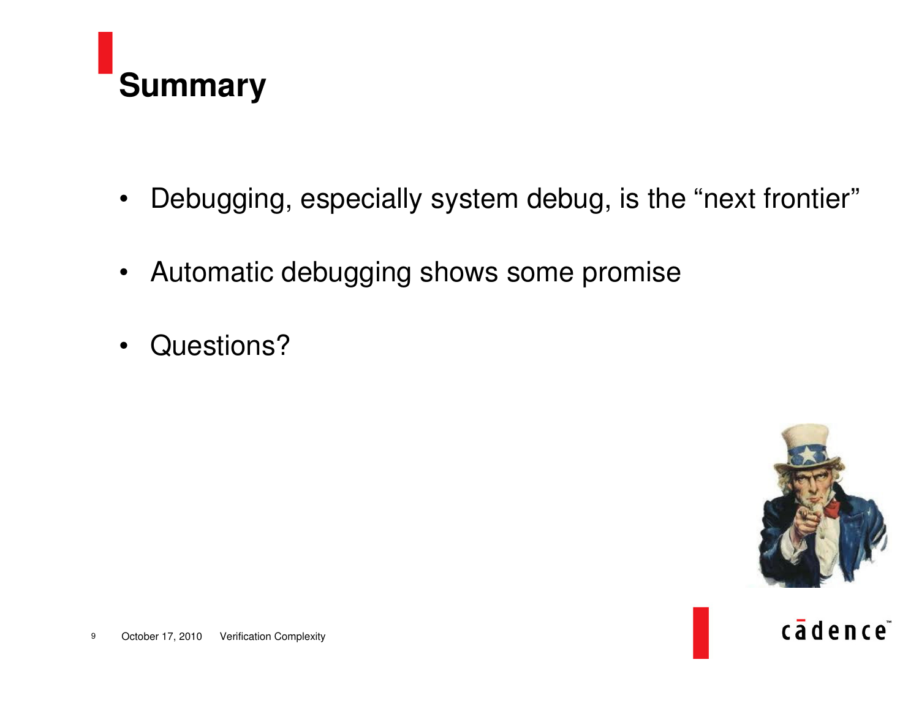# Summary

- Debugging, especially system debug, is the “next frontier”
- Automatic debugging shows some promise
- Questions?